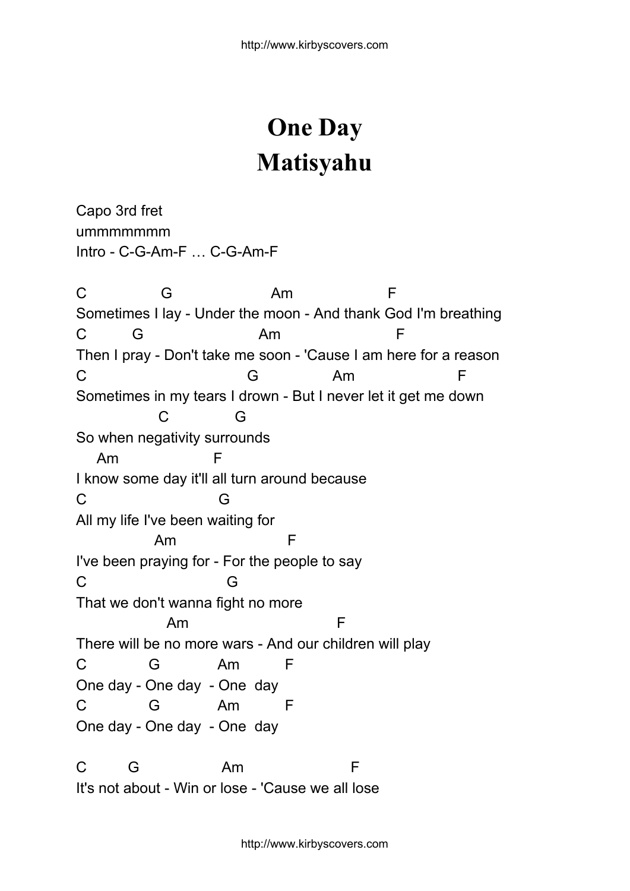# One Day
# Matisyahu

Capo 3rd fret
ummmmmmm
Intro - C-G-Am-F … C-G-Am-F

```
C                G                     Am                   F
Sometimes I lay - Under the moon - And thank God I'm breathing
C          G                      Am                        F
Then I pray - Don't take me soon - 'Cause I am here for a reason
C                               G                Am                      F
Sometimes in my tears I drown - But I never let it get me down
                 C              G
So when negativity surrounds
    Am                     F
I know some day it'll all turn around because
C                           G
All my life I've been waiting for
                 Am                        F
I've been praying for - For the people to say
C                             G
That we don't wanna fight no more
                   Am                              F
There will be no more wars - And our children will play
C             G             Am          F
One day - One day  - One  day
C             G             Am          F
One day - One day  - One  day

C         G                  Am                       F
It's not about - Win or lose - 'Cause we all lose
```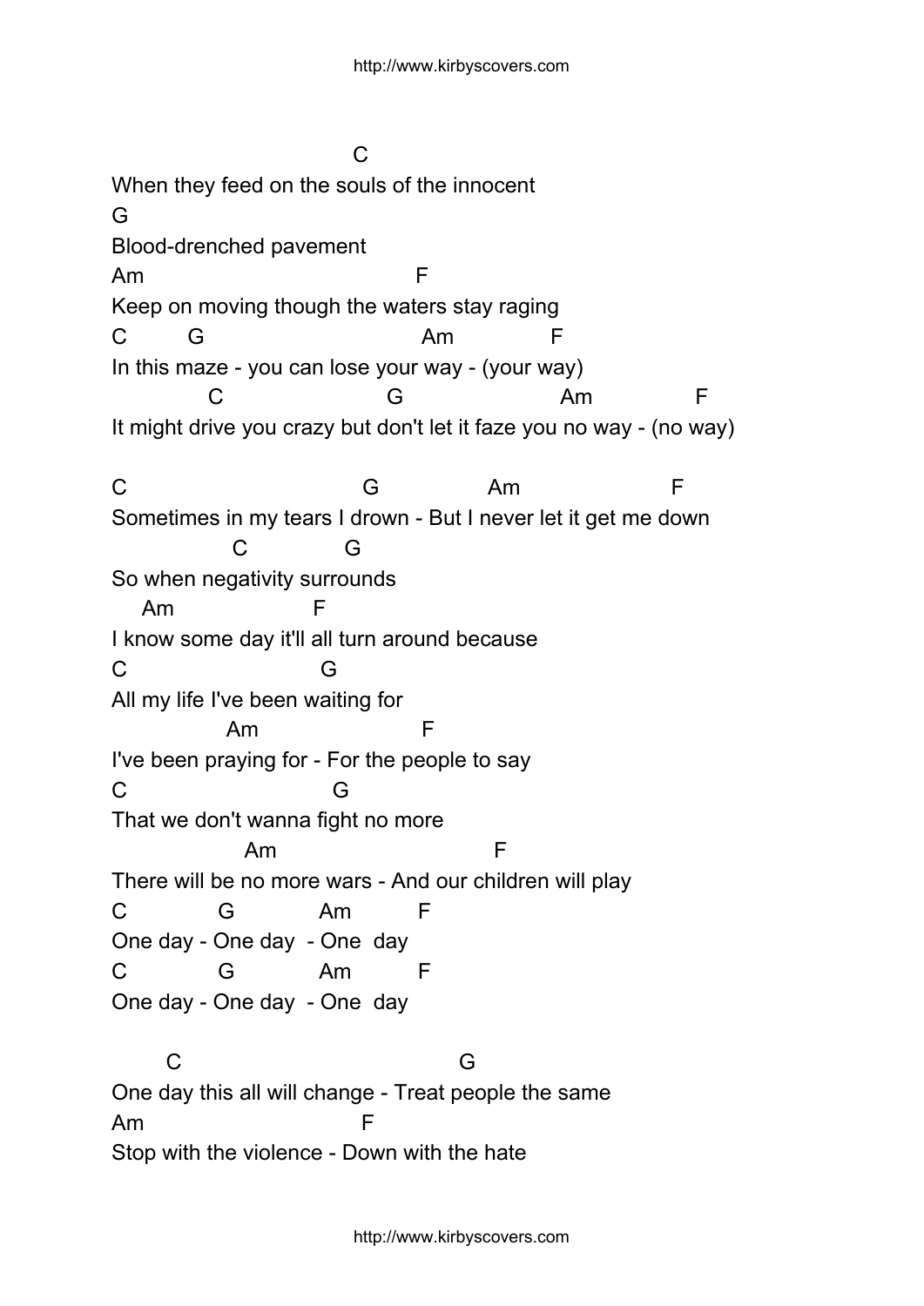```
                           C
When they feed on the souls of the innocent
G
Blood-drenched pavement
Am                                  F
Keep on moving though the waters stay raging
C        G                         Am           F
In this maze - you can lose your way - (your way)
          C                   G                  Am            F
It might drive you crazy but don't let it faze you no way - (no way)

C                          G              Am                  F
Sometimes in my tears I drown - But I never let it get me down
              C           G
So when negativity surrounds
   Am                 F
I know some day it'll all turn around because
C                      G
All my life I've been waiting for
             Am                   F
I've been praying for - For the people to say
C                        G
That we don't wanna fight no more
               Am                         F
There will be no more wars - And our children will play
C           G           Am        F
One day - One day  - One  day
C           G           Am        F
One day - One day  - One  day

      C                                 G
One day this all will change - Treat people the same
Am                        F
Stop with the violence - Down with the hate
```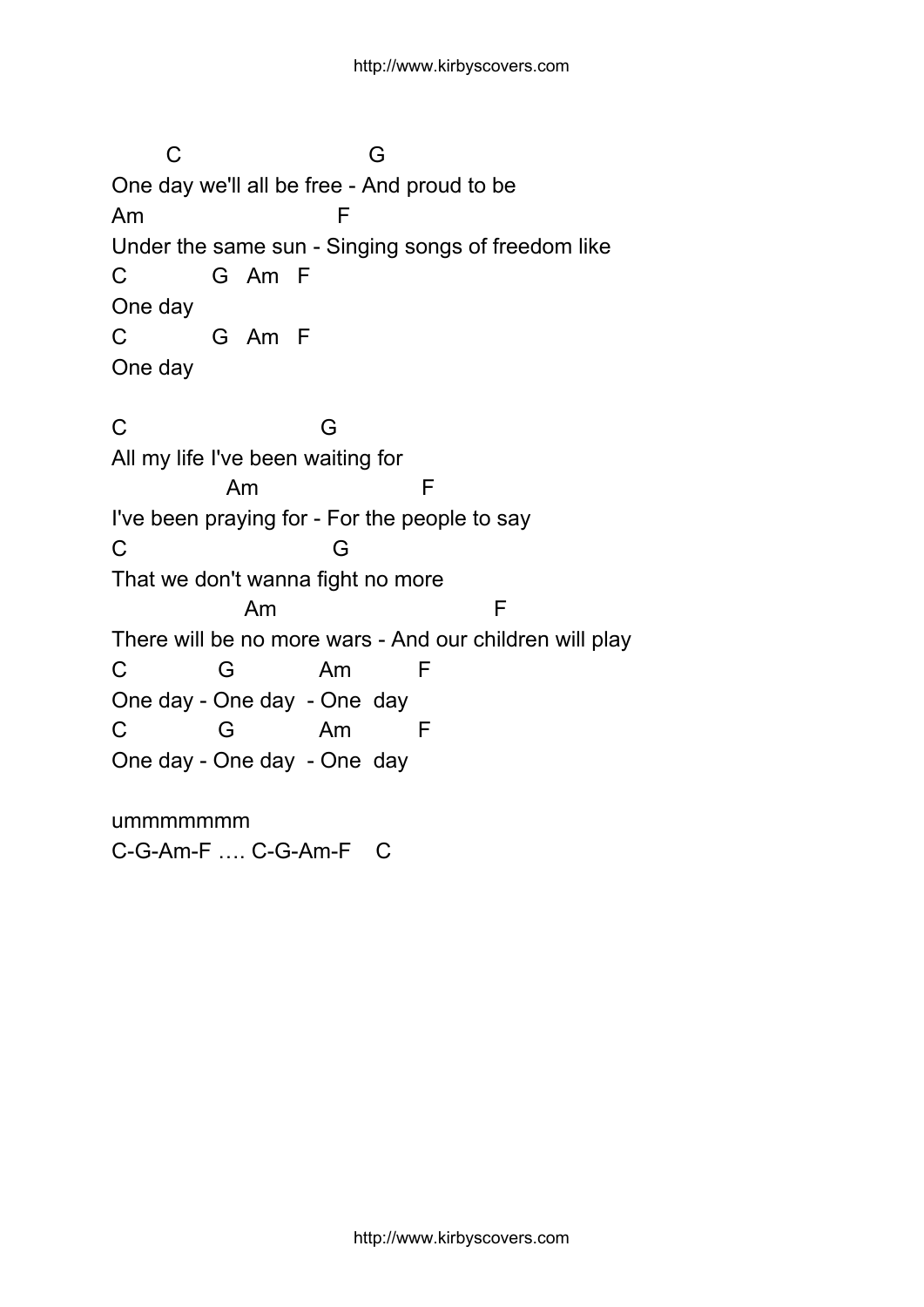```
       C                           G
One day we'll all be free - And proud to be
Am                         F
Under the same sun - Singing songs of freedom like
C            G   Am   F
One day
C            G   Am   F
One day

C                          G
All my life I've been waiting for
                Am                       F
I've been praying for - For the people to say
C                            G
That we don't wanna fight no more
                  Am                             F
There will be no more wars - And our children will play
C             G             Am          F
One day - One day  - One  day
C             G             Am          F
One day - One day  - One  day

ummmmmmm
C-G-Am-F …. C-G-Am-F    C
```